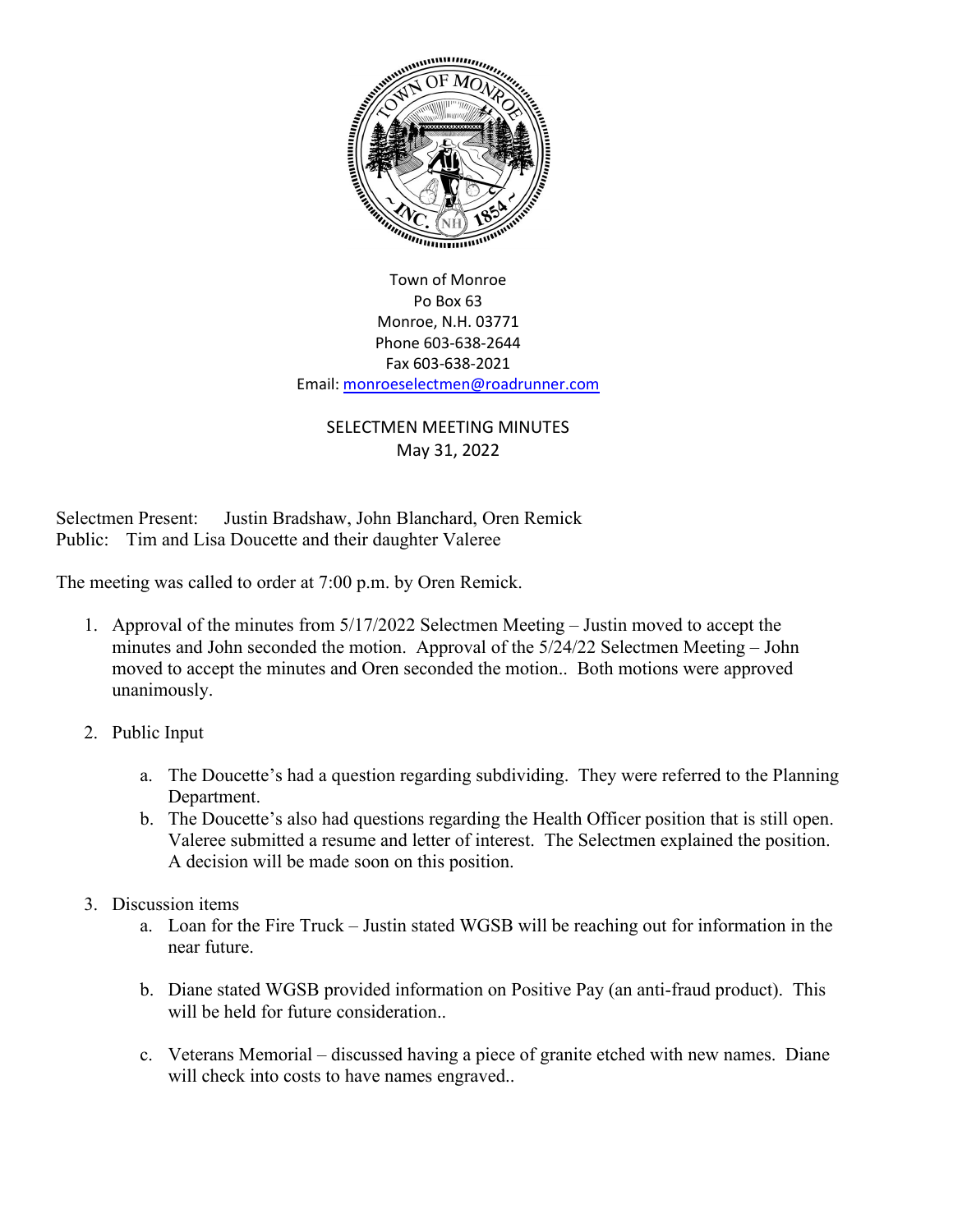Town of Monroe
Po Box 63
Monroe, N.H. 03771
Phone 603-638-2644
Fax 603-638-2021
Email: monroeselectmen@roadrunner.com

# SELECTMEN MEETING MINUTES
May 31, 2022

Selectmen Present: Justin Bradshaw, John Blanchard, Oren Remick
Public: Tim and Lisa Doucette and their daughter Valeree

The meeting was called to order at 7:00 p.m. by Oren Remick.

1. Approval of the minutes from 5/17/2022 Selectmen Meeting – Justin moved to accept the minutes and John seconded the motion. Approval of the 5/24/22 Selectmen Meeting – John moved to accept the minutes and Oren seconded the motion.. Both motions were approved unanimously.

2. Public Input

    a. The Doucette's had a question regarding subdividing. They were referred to the Planning Department.
    b. The Doucette's also had questions regarding the Health Officer position that is still open. Valeree submitted a resume and letter of interest. The Selectmen explained the position. A decision will be made soon on this position.

3. Discussion items
    a. Loan for the Fire Truck – Justin stated WGSB will be reaching out for information in the near future.

    b. Diane stated WGSB provided information on Positive Pay (an anti-fraud product). This will be held for future consideration..

    c. Veterans Memorial – discussed having a piece of granite etched with new names. Diane will check into costs to have names engraved..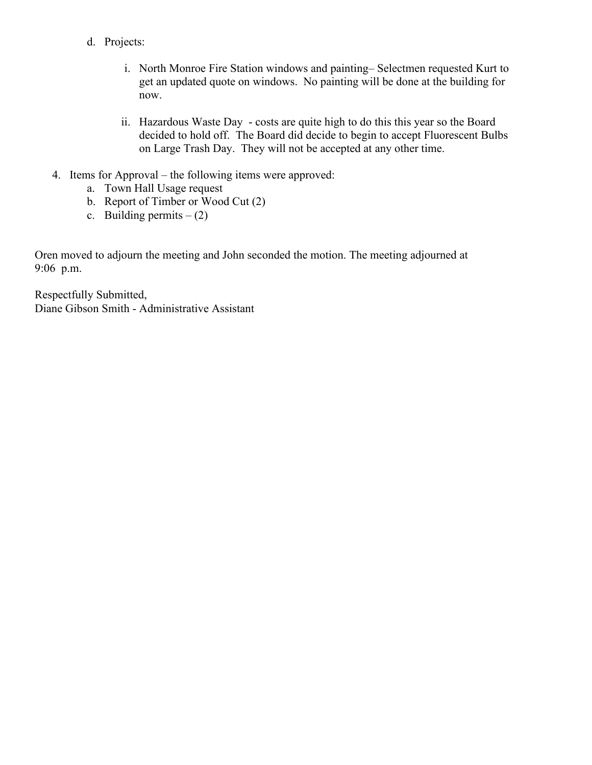d. Projects:

   i. North Monroe Fire Station windows and painting– Selectmen requested Kurt to get an updated quote on windows. No painting will be done at the building for now.

   ii. Hazardous Waste Day - costs are quite high to do this this year so the Board decided to hold off. The Board did decide to begin to accept Fluorescent Bulbs on Large Trash Day. They will not be accepted at any other time.

4. Items for Approval – the following items were approved:
   a. Town Hall Usage request
   b. Report of Timber or Wood Cut (2)
   c. Building permits – (2)

Oren moved to adjourn the meeting and John seconded the motion. The meeting adjourned at 9:06 p.m.

Respectfully Submitted,
Diane Gibson Smith - Administrative Assistant